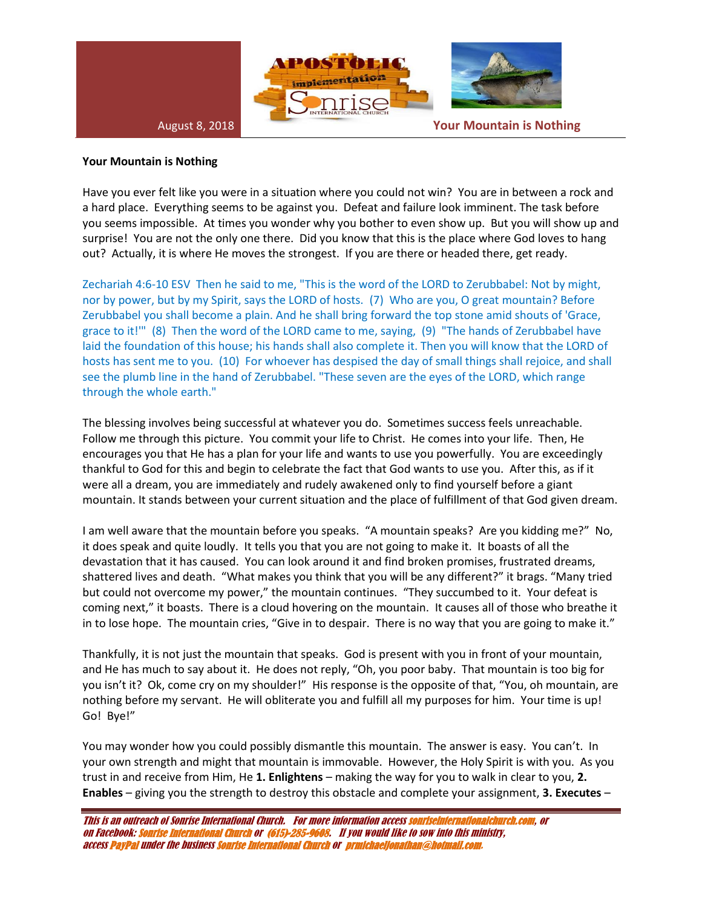August 8, 2018

**Your Mountain is Nothing**

**Your Mountain is Nothing**

Have you ever felt like you were in a situation where you could not win? You are in between a rock and a hard place. Everything seems to be against you. Defeat and failure look imminent. The task before you seems impossible. At times you wonder why you bother to even show up. But you will show up and surprise! You are not the only one there. Did you know that this is the place where God loves to hang out? Actually, it is where He moves the strongest. If you are there or headed there, get ready.

Zechariah 4:6-10 ESV Then he said to me, "This is the word of the LORD to Zerubbabel: Not by might, nor by power, but by my Spirit, says the LORD of hosts. (7) Who are you, O great mountain? Before Zerubbabel you shall become a plain. And he shall bring forward the top stone amid shouts of 'Grace, grace to it!'" (8) Then the word of the LORD came to me, saying, (9) "The hands of Zerubbabel have laid the foundation of this house; his hands shall also complete it. Then you will know that the LORD of hosts has sent me to you. (10) For whoever has despised the day of small things shall rejoice, and shall see the plumb line in the hand of Zerubbabel. "These seven are the eyes of the LORD, which range through the whole earth."

The blessing involves being successful at whatever you do. Sometimes success feels unreachable. Follow me through this picture. You commit your life to Christ. He comes into your life. Then, He encourages you that He has a plan for your life and wants to use you powerfully. You are exceedingly thankful to God for this and begin to celebrate the fact that God wants to use you. After this, as if it were all a dream, you are immediately and rudely awakened only to find yourself before a giant mountain. It stands between your current situation and the place of fulfillment of that God given dream.

I am well aware that the mountain before you speaks. "A mountain speaks? Are you kidding me?" No, it does speak and quite loudly. It tells you that you are not going to make it. It boasts of all the devastation that it has caused. You can look around it and find broken promises, frustrated dreams, shattered lives and death. "What makes you think that you will be any different?" it brags. "Many tried but could not overcome my power," the mountain continues. "They succumbed to it. Your defeat is coming next," it boasts. There is a cloud hovering on the mountain. It causes all of those who breathe it in to lose hope. The mountain cries, "Give in to despair. There is no way that you are going to make it."

Thankfully, it is not just the mountain that speaks. God is present with you in front of your mountain, and He has much to say about it. He does not reply, "Oh, you poor baby. That mountain is too big for you isn't it? Ok, come cry on my shoulder!" His response is the opposite of that, "You, oh mountain, are nothing before my servant. He will obliterate you and fulfill all my purposes for him. Your time is up! Go! Bye!"

You may wonder how you could possibly dismantle this mountain. The answer is easy. You can't. In your own strength and might that mountain is immovable. However, the Holy Spirit is with you. As you trust in and receive from Him, He **1. Enlightens** – making the way for you to walk in clear to you, **2. Enables** – giving you the strength to destroy this obstacle and complete your assignment, **3. Executes** –

*This is an outreach of Sonrise International Church. For more information access sonriseinternationalchurch.com, or on Facebook: Sonrise International Church or (615)-285-9608. If you would like to sow into this ministry, access PayPal under the business Sonrise International Church or prmichaeljonathan@hotmail.com.*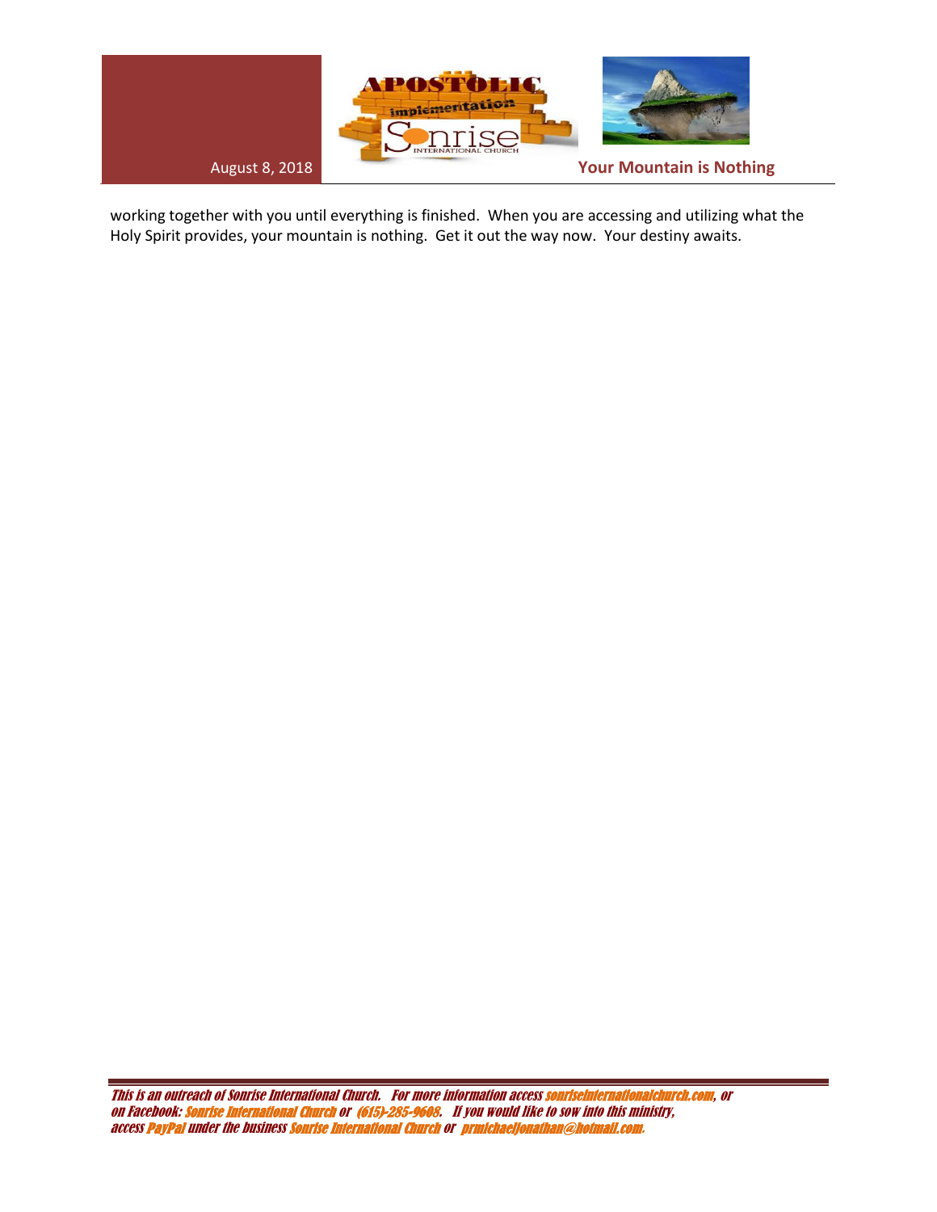working together with you until everything is finished. When you are accessing and utilizing what the Holy Spirit provides, your mountain is nothing. Get it out the way now. Your destiny awaits.

*This is an outreach of Sonrise International Church. For more information access sonriseinternationalchurch.com, or on Facebook: Sonrise International Church or (615)-285-9608. If you would like to sow into this ministry, access PayPal under the business Sonrise International Church or prmichaeljonathan@hotmail.com.*